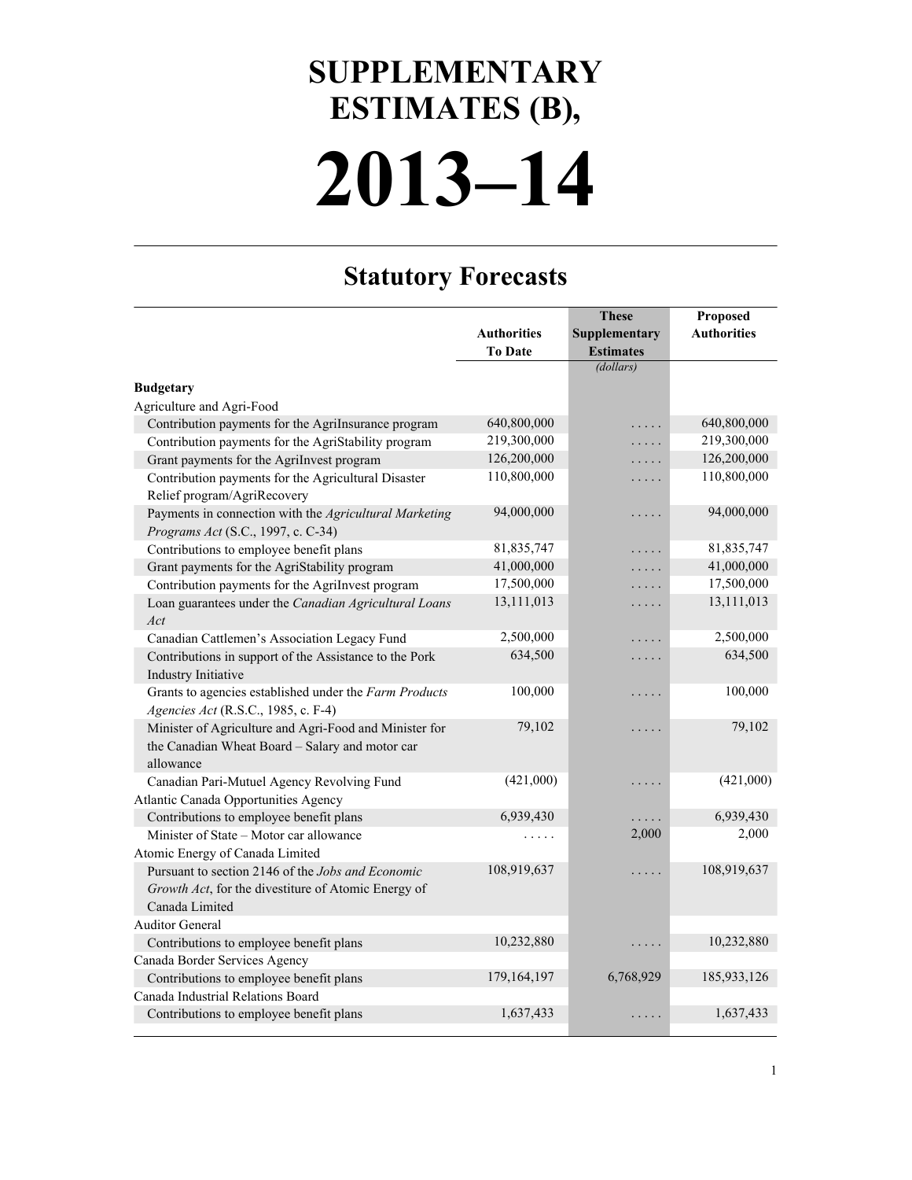# SUPPLEMENTARY ESTIMATES (B),

# 2013–14

## Statutory Forecasts

| | Authorities To Date | These Supplementary Estimates | Proposed Authorities |
|---|---|---|---|
| | | *(dollars)* | |
| **Budgetary** | | | |
| Agriculture and Agri-Food | | | |
| Contribution payments for the AgriInsurance program | 640,800,000 | ..... | 640,800,000 |
| Contribution payments for the AgriStability program | 219,300,000 | ..... | 219,300,000 |
| Grant payments for the AgriInvest program | 126,200,000 | ..... | 126,200,000 |
| Contribution payments for the Agricultural Disaster Relief program/AgriRecovery | 110,800,000 | ..... | 110,800,000 |
| Payments in connection with the *Agricultural Marketing Programs Act* (S.C., 1997, c. C-34) | 94,000,000 | ..... | 94,000,000 |
| Contributions to employee benefit plans | 81,835,747 | ..... | 81,835,747 |
| Grant payments for the AgriStability program | 41,000,000 | ..... | 41,000,000 |
| Contribution payments for the AgriInvest program | 17,500,000 | ..... | 17,500,000 |
| Loan guarantees under the *Canadian Agricultural Loans Act* | 13,111,013 | ..... | 13,111,013 |
| Canadian Cattlemen's Association Legacy Fund | 2,500,000 | ..... | 2,500,000 |
| Contributions in support of the Assistance to the Pork Industry Initiative | 634,500 | ..... | 634,500 |
| Grants to agencies established under the *Farm Products Agencies Act* (R.S.C., 1985, c. F-4) | 100,000 | ..... | 100,000 |
| Minister of Agriculture and Agri-Food and Minister for the Canadian Wheat Board – Salary and motor car allowance | 79,102 | ..... | 79,102 |
| Canadian Pari-Mutuel Agency Revolving Fund | (421,000) | ..... | (421,000) |
| Atlantic Canada Opportunities Agency | | | |
| Contributions to employee benefit plans | 6,939,430 | ..... | 6,939,430 |
| Minister of State – Motor car allowance | ..... | 2,000 | 2,000 |
| Atomic Energy of Canada Limited | | | |
| Pursuant to section 2146 of the *Jobs and Economic Growth Act*, for the divestiture of Atomic Energy of Canada Limited | 108,919,637 | ..... | 108,919,637 |
| Auditor General | | | |
| Contributions to employee benefit plans | 10,232,880 | ..... | 10,232,880 |
| Canada Border Services Agency | | | |
| Contributions to employee benefit plans | 179,164,197 | 6,768,929 | 185,933,126 |
| Canada Industrial Relations Board | | | |
| Contributions to employee benefit plans | 1,637,433 | ..... | 1,637,433 |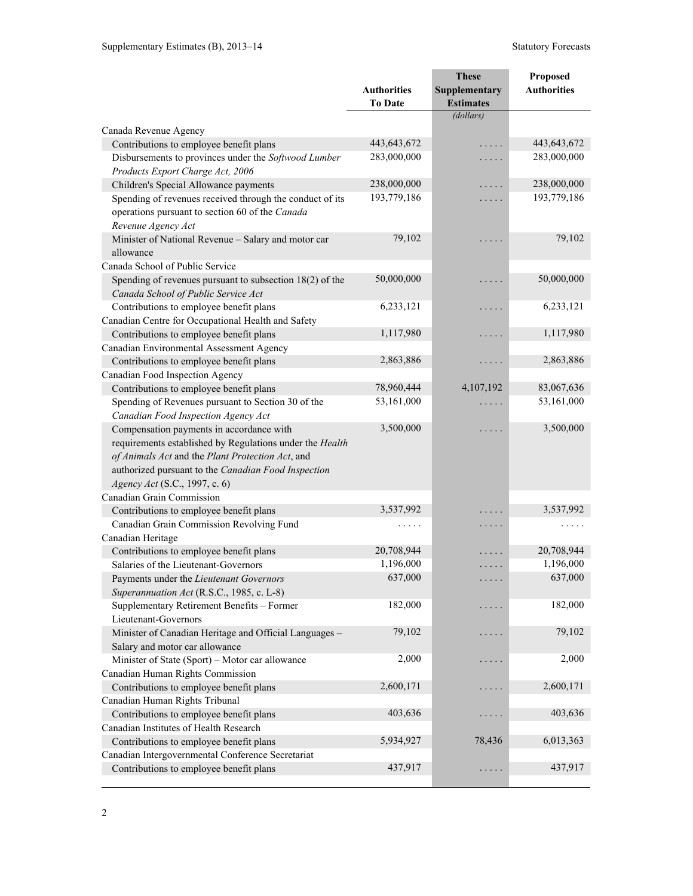| | Authorities To Date | These Supplementary Estimates | Proposed Authorities |
|---|---|---|---|
| | | *(dollars)* | |
| Canada Revenue Agency | | | |
| Contributions to employee benefit plans | 443,643,672 | . . . . . | 443,643,672 |
| Disbursements to provinces under the *Softwood Lumber Products Export Charge Act, 2006* | 283,000,000 | . . . . . | 283,000,000 |
| Children's Special Allowance payments | 238,000,000 | . . . . . | 238,000,000 |
| Spending of revenues received through the conduct of its operations pursuant to section 60 of the *Canada Revenue Agency Act* | 193,779,186 | . . . . . | 193,779,186 |
| Minister of National Revenue – Salary and motor car allowance | 79,102 | . . . . . | 79,102 |
| Canada School of Public Service | | | |
| Spending of revenues pursuant to subsection 18(2) of the *Canada School of Public Service Act* | 50,000,000 | . . . . . | 50,000,000 |
| Contributions to employee benefit plans | 6,233,121 | . . . . . | 6,233,121 |
| Canadian Centre for Occupational Health and Safety | | | |
| Contributions to employee benefit plans | 1,117,980 | . . . . . | 1,117,980 |
| Canadian Environmental Assessment Agency | | | |
| Contributions to employee benefit plans | 2,863,886 | . . . . . | 2,863,886 |
| Canadian Food Inspection Agency | | | |
| Contributions to employee benefit plans | 78,960,444 | 4,107,192 | 83,067,636 |
| Spending of Revenues pursuant to Section 30 of the *Canadian Food Inspection Agency Act* | 53,161,000 | . . . . . | 53,161,000 |
| Compensation payments in accordance with requirements established by Regulations under the *Health of Animals Act* and the *Plant Protection Act*, and authorized pursuant to the *Canadian Food Inspection Agency Act* (S.C., 1997, c. 6) | 3,500,000 | . . . . . | 3,500,000 |
| Canadian Grain Commission | | | |
| Contributions to employee benefit plans | 3,537,992 | . . . . . | 3,537,992 |
| Canadian Grain Commission Revolving Fund | . . . . . | . . . . . | . . . . . |
| Canadian Heritage | | | |
| Contributions to employee benefit plans | 20,708,944 | . . . . . | 20,708,944 |
| Salaries of the Lieutenant-Governors | 1,196,000 | . . . . . | 1,196,000 |
| Payments under the *Lieutenant Governors Superannuation Act* (R.S.C., 1985, c. L-8) | 637,000 | . . . . . | 637,000 |
| Supplementary Retirement Benefits – Former Lieutenant-Governors | 182,000 | . . . . . | 182,000 |
| Minister of Canadian Heritage and Official Languages – Salary and motor car allowance | 79,102 | . . . . . | 79,102 |
| Minister of State (Sport) – Motor car allowance | 2,000 | . . . . . | 2,000 |
| Canadian Human Rights Commission | | | |
| Contributions to employee benefit plans | 2,600,171 | . . . . . | 2,600,171 |
| Canadian Human Rights Tribunal | | | |
| Contributions to employee benefit plans | 403,636 | . . . . . | 403,636 |
| Canadian Institutes of Health Research | | | |
| Contributions to employee benefit plans | 5,934,927 | 78,436 | 6,013,363 |
| Canadian Intergovernmental Conference Secretariat | | | |
| Contributions to employee benefit plans | 437,917 | . . . . . | 437,917 |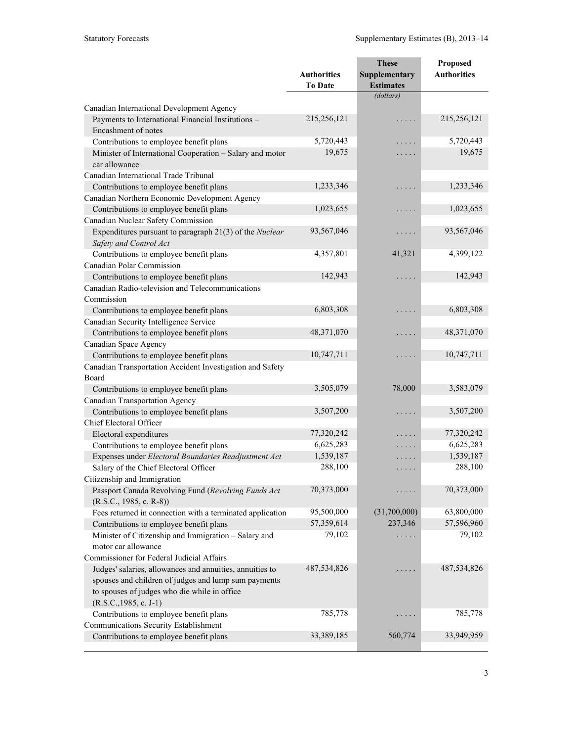| | Authorities To Date | These Supplementary Estimates | Proposed Authorities |
|---|---|---|---|
| | | *(dollars)* | |
| Canadian International Development Agency | | | |
| Payments to International Financial Institutions – Encashment of notes | 215,256,121 | . . . . . | 215,256,121 |
| Contributions to employee benefit plans | 5,720,443 | . . . . . | 5,720,443 |
| Minister of International Cooperation – Salary and motor car allowance | 19,675 | . . . . . | 19,675 |
| Canadian International Trade Tribunal | | | |
| Contributions to employee benefit plans | 1,233,346 | . . . . . | 1,233,346 |
| Canadian Northern Economic Development Agency | | | |
| Contributions to employee benefit plans | 1,023,655 | . . . . . | 1,023,655 |
| Canadian Nuclear Safety Commission | | | |
| Expenditures pursuant to paragraph 21(3) of the *Nuclear Safety and Control Act* | 93,567,046 | . . . . . | 93,567,046 |
| Contributions to employee benefit plans | 4,357,801 | 41,321 | 4,399,122 |
| Canadian Polar Commission | | | |
| Contributions to employee benefit plans | 142,943 | . . . . . | 142,943 |
| Canadian Radio-television and Telecommunications Commission | | | |
| Contributions to employee benefit plans | 6,803,308 | . . . . . | 6,803,308 |
| Canadian Security Intelligence Service | | | |
| Contributions to employee benefit plans | 48,371,070 | . . . . . | 48,371,070 |
| Canadian Space Agency | | | |
| Contributions to employee benefit plans | 10,747,711 | . . . . . | 10,747,711 |
| Canadian Transportation Accident Investigation and Safety Board | | | |
| Contributions to employee benefit plans | 3,505,079 | 78,000 | 3,583,079 |
| Canadian Transportation Agency | | | |
| Contributions to employee benefit plans | 3,507,200 | . . . . . | 3,507,200 |
| Chief Electoral Officer | | | |
| Electoral expenditures | 77,320,242 | . . . . . | 77,320,242 |
| Contributions to employee benefit plans | 6,625,283 | . . . . . | 6,625,283 |
| Expenses under *Electoral Boundaries Readjustment Act* | 1,539,187 | . . . . . | 1,539,187 |
| Salary of the Chief Electoral Officer | 288,100 | . . . . . | 288,100 |
| Citizenship and Immigration | | | |
| Passport Canada Revolving Fund (*Revolving Funds Act* (R.S.C., 1985, c. R-8)) | 70,373,000 | . . . . . | 70,373,000 |
| Fees returned in connection with a terminated application | 95,500,000 | (31,700,000) | 63,800,000 |
| Contributions to employee benefit plans | 57,359,614 | 237,346 | 57,596,960 |
| Minister of Citizenship and Immigration – Salary and motor car allowance | 79,102 | . . . . . | 79,102 |
| Commissioner for Federal Judicial Affairs | | | |
| Judges' salaries, allowances and annuities, annuities to spouses and children of judges and lump sum payments to spouses of judges who die while in office (R.S.C.,1985, c. J-1) | 487,534,826 | . . . . . | 487,534,826 |
| Contributions to employee benefit plans | 785,778 | . . . . . | 785,778 |
| Communications Security Establishment | | | |
| Contributions to employee benefit plans | 33,389,185 | 560,774 | 33,949,959 |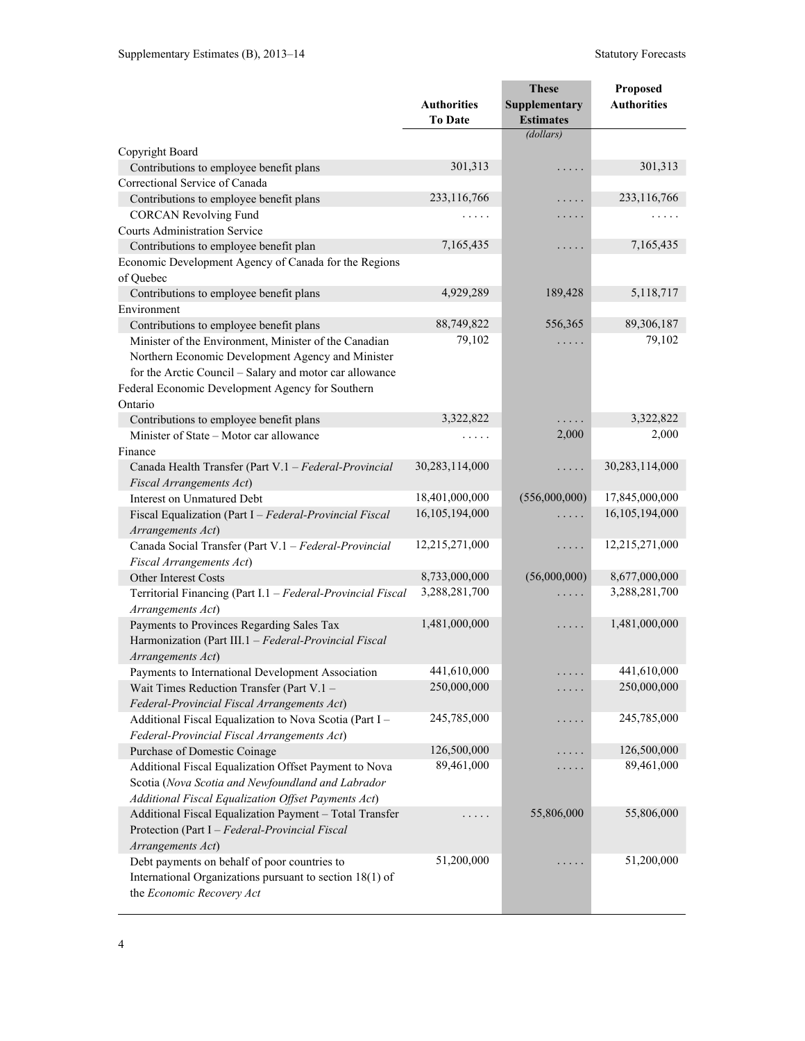| | Authorities To Date | These Supplementary Estimates | Proposed Authorities |
|---|---|---|---|
| | | *(dollars)* | |
| Copyright Board | | | |
| Contributions to employee benefit plans | 301,313 | . . . . . | 301,313 |
| Correctional Service of Canada | | | |
| Contributions to employee benefit plans | 233,116,766 | . . . . . | 233,116,766 |
| CORCAN Revolving Fund | . . . . . | . . . . . | . . . . . |
| Courts Administration Service | | | |
| Contributions to employee benefit plan | 7,165,435 | . . . . . | 7,165,435 |
| Economic Development Agency of Canada for the Regions of Quebec | | | |
| Contributions to employee benefit plans | 4,929,289 | 189,428 | 5,118,717 |
| Environment | | | |
| Contributions to employee benefit plans | 88,749,822 | 556,365 | 89,306,187 |
| Minister of the Environment, Minister of the Canadian Northern Economic Development Agency and Minister for the Arctic Council – Salary and motor car allowance | 79,102 | . . . . . | 79,102 |
| Federal Economic Development Agency for Southern Ontario | | | |
| Contributions to employee benefit plans | 3,322,822 | . . . . . | 3,322,822 |
| Minister of State – Motor car allowance | . . . . . | 2,000 | 2,000 |
| Finance | | | |
| Canada Health Transfer (Part V.1 – *Federal-Provincial Fiscal Arrangements Act*) | 30,283,114,000 | . . . . . | 30,283,114,000 |
| Interest on Unmatured Debt | 18,401,000,000 | (556,000,000) | 17,845,000,000 |
| Fiscal Equalization (Part I – *Federal-Provincial Fiscal Arrangements Act*) | 16,105,194,000 | . . . . . | 16,105,194,000 |
| Canada Social Transfer (Part V.1 – *Federal-Provincial Fiscal Arrangements Act*) | 12,215,271,000 | . . . . . | 12,215,271,000 |
| Other Interest Costs | 8,733,000,000 | (56,000,000) | 8,677,000,000 |
| Territorial Financing (Part I.1 – *Federal-Provincial Fiscal Arrangements Act*) | 3,288,281,700 | . . . . . | 3,288,281,700 |
| Payments to Provinces Regarding Sales Tax Harmonization (Part III.1 – *Federal-Provincial Fiscal Arrangements Act*) | 1,481,000,000 | . . . . . | 1,481,000,000 |
| Payments to International Development Association | 441,610,000 | . . . . . | 441,610,000 |
| Wait Times Reduction Transfer (Part V.1 – *Federal-Provincial Fiscal Arrangements Act*) | 250,000,000 | . . . . . | 250,000,000 |
| Additional Fiscal Equalization to Nova Scotia (Part I – *Federal-Provincial Fiscal Arrangements Act*) | 245,785,000 | . . . . . | 245,785,000 |
| Purchase of Domestic Coinage | 126,500,000 | . . . . . | 126,500,000 |
| Additional Fiscal Equalization Offset Payment to Nova Scotia (*Nova Scotia and Newfoundland and Labrador Additional Fiscal Equalization Offset Payments Act*) | 89,461,000 | . . . . . | 89,461,000 |
| Additional Fiscal Equalization Payment – Total Transfer Protection (Part I – *Federal-Provincial Fiscal Arrangements Act*) | . . . . . | 55,806,000 | 55,806,000 |
| Debt payments on behalf of poor countries to International Organizations pursuant to section 18(1) of the *Economic Recovery Act* | 51,200,000 | . . . . . | 51,200,000 |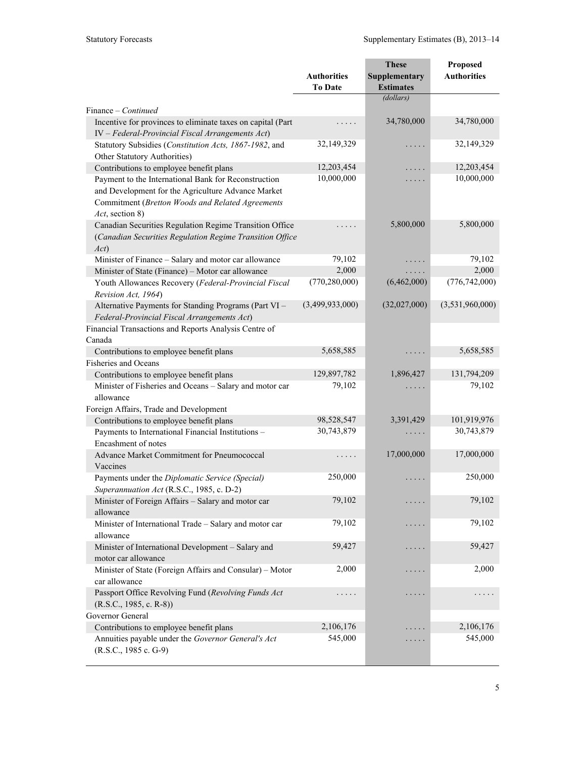|  | Authorities To Date | These Supplementary Estimates | Proposed Authorities |
|---|---|---|---|
|  |  | *(dollars)* |  |
| Finance – *Continued* |  |  |  |
| Incentive for provinces to eliminate taxes on capital (Part IV – *Federal-Provincial Fiscal Arrangements Act*) | . . . . . | 34,780,000 | 34,780,000 |
| Statutory Subsidies (*Constitution Acts, 1867-1982*, and Other Statutory Authorities) | 32,149,329 | . . . . . | 32,149,329 |
| Contributions to employee benefit plans | 12,203,454 | . . . . . | 12,203,454 |
| Payment to the International Bank for Reconstruction and Development for the Agriculture Advance Market Commitment (*Bretton Woods and Related Agreements Act*, section 8) | 10,000,000 | . . . . . | 10,000,000 |
| Canadian Securities Regulation Regime Transition Office (*Canadian Securities Regulation Regime Transition Office Act*) | . . . . . | 5,800,000 | 5,800,000 |
| Minister of Finance – Salary and motor car allowance | 79,102 | . . . . . | 79,102 |
| Minister of State (Finance) – Motor car allowance | 2,000 | . . . . . | 2,000 |
| Youth Allowances Recovery (*Federal-Provincial Fiscal Revision Act, 1964*) | (770,280,000) | (6,462,000) | (776,742,000) |
| Alternative Payments for Standing Programs (Part VI – *Federal-Provincial Fiscal Arrangements Act*) | (3,499,933,000) | (32,027,000) | (3,531,960,000) |
| Financial Transactions and Reports Analysis Centre of Canada |  |  |  |
| Contributions to employee benefit plans | 5,658,585 | . . . . . | 5,658,585 |
| Fisheries and Oceans |  |  |  |
| Contributions to employee benefit plans | 129,897,782 | 1,896,427 | 131,794,209 |
| Minister of Fisheries and Oceans – Salary and motor car allowance | 79,102 | . . . . . | 79,102 |
| Foreign Affairs, Trade and Development |  |  |  |
| Contributions to employee benefit plans | 98,528,547 | 3,391,429 | 101,919,976 |
| Payments to International Financial Institutions – Encashment of notes | 30,743,879 | . . . . . | 30,743,879 |
| Advance Market Commitment for Pneumococcal Vaccines | . . . . . | 17,000,000 | 17,000,000 |
| Payments under the *Diplomatic Service (Special) Superannuation Act* (R.S.C., 1985, c. D-2) | 250,000 | . . . . . | 250,000 |
| Minister of Foreign Affairs – Salary and motor car allowance | 79,102 | . . . . . | 79,102 |
| Minister of International Trade – Salary and motor car allowance | 79,102 | . . . . . | 79,102 |
| Minister of International Development – Salary and motor car allowance | 59,427 | . . . . . | 59,427 |
| Minister of State (Foreign Affairs and Consular) – Motor car allowance | 2,000 | . . . . . | 2,000 |
| Passport Office Revolving Fund (*Revolving Funds Act* (R.S.C., 1985, c. R-8)) | . . . . . | . . . . . | . . . . . |
| Governor General |  |  |  |
| Contributions to employee benefit plans | 2,106,176 | . . . . . | 2,106,176 |
| Annuities payable under the *Governor General's Act* (R.S.C., 1985 c. G-9) | 545,000 | . . . . . | 545,000 |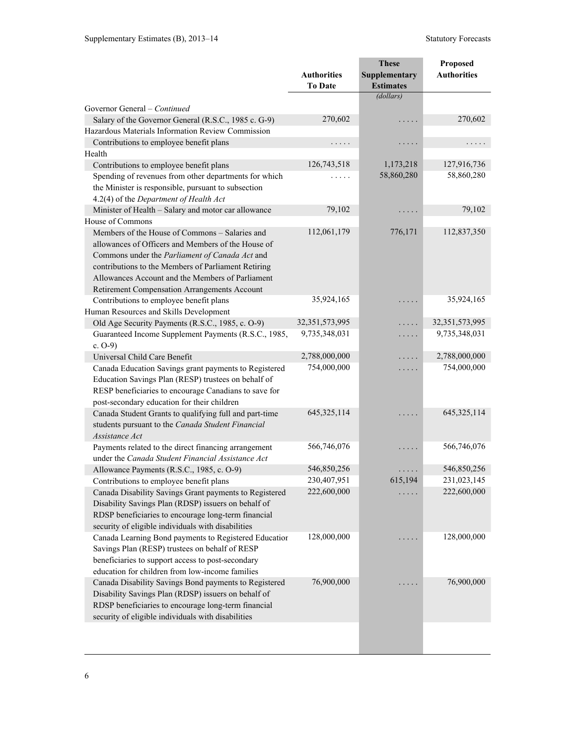| | Authorities To Date | These Supplementary Estimates | Proposed Authorities |
|---|---|---|---|
| | | *(dollars)* | |
| Governor General – *Continued* | | | |
| Salary of the Governor General (R.S.C., 1985 c. G-9) | 270,602 | . . . . . | 270,602 |
| Hazardous Materials Information Review Commission | | | |
| Contributions to employee benefit plans | . . . . . | . . . . . | . . . . . |
| Health | | | |
| Contributions to employee benefit plans | 126,743,518 | 1,173,218 | 127,916,736 |
| Spending of revenues from other departments for which the Minister is responsible, pursuant to subsection 4.2(4) of the *Department of Health Act* | . . . . . | 58,860,280 | 58,860,280 |
| Minister of Health – Salary and motor car allowance | 79,102 | . . . . . | 79,102 |
| House of Commons | | | |
| Members of the House of Commons – Salaries and allowances of Officers and Members of the House of Commons under the *Parliament of Canada Act* and contributions to the Members of Parliament Retiring Allowances Account and the Members of Parliament Retirement Compensation Arrangements Account | 112,061,179 | 776,171 | 112,837,350 |
| Contributions to employee benefit plans | 35,924,165 | . . . . . | 35,924,165 |
| Human Resources and Skills Development | | | |
| Old Age Security Payments (R.S.C., 1985, c. O-9) | 32,351,573,995 | . . . . . | 32,351,573,995 |
| Guaranteed Income Supplement Payments (R.S.C., 1985, c. O-9) | 9,735,348,031 | . . . . . | 9,735,348,031 |
| Universal Child Care Benefit | 2,788,000,000 | . . . . . | 2,788,000,000 |
| Canada Education Savings grant payments to Registered Education Savings Plan (RESP) trustees on behalf of RESP beneficiaries to encourage Canadians to save for post-secondary education for their children | 754,000,000 | . . . . . | 754,000,000 |
| Canada Student Grants to qualifying full and part-time students pursuant to the *Canada Student Financial Assistance Act* | 645,325,114 | . . . . . | 645,325,114 |
| Payments related to the direct financing arrangement under the *Canada Student Financial Assistance Act* | 566,746,076 | . . . . . | 566,746,076 |
| Allowance Payments (R.S.C., 1985, c. O-9) | 546,850,256 | . . . . . | 546,850,256 |
| Contributions to employee benefit plans | 230,407,951 | 615,194 | 231,023,145 |
| Canada Disability Savings Grant payments to Registered Disability Savings Plan (RDSP) issuers on behalf of RDSP beneficiaries to encourage long-term financial security of eligible individuals with disabilities | 222,600,000 | . . . . . | 222,600,000 |
| Canada Learning Bond payments to Registered Educatior Savings Plan (RESP) trustees on behalf of RESP beneficiaries to support access to post-secondary education for children from low-income families | 128,000,000 | . . . . . | 128,000,000 |
| Canada Disability Savings Bond payments to Registered Disability Savings Plan (RDSP) issuers on behalf of RDSP beneficiaries to encourage long-term financial security of eligible individuals with disabilities | 76,900,000 | . . . . . | 76,900,000 |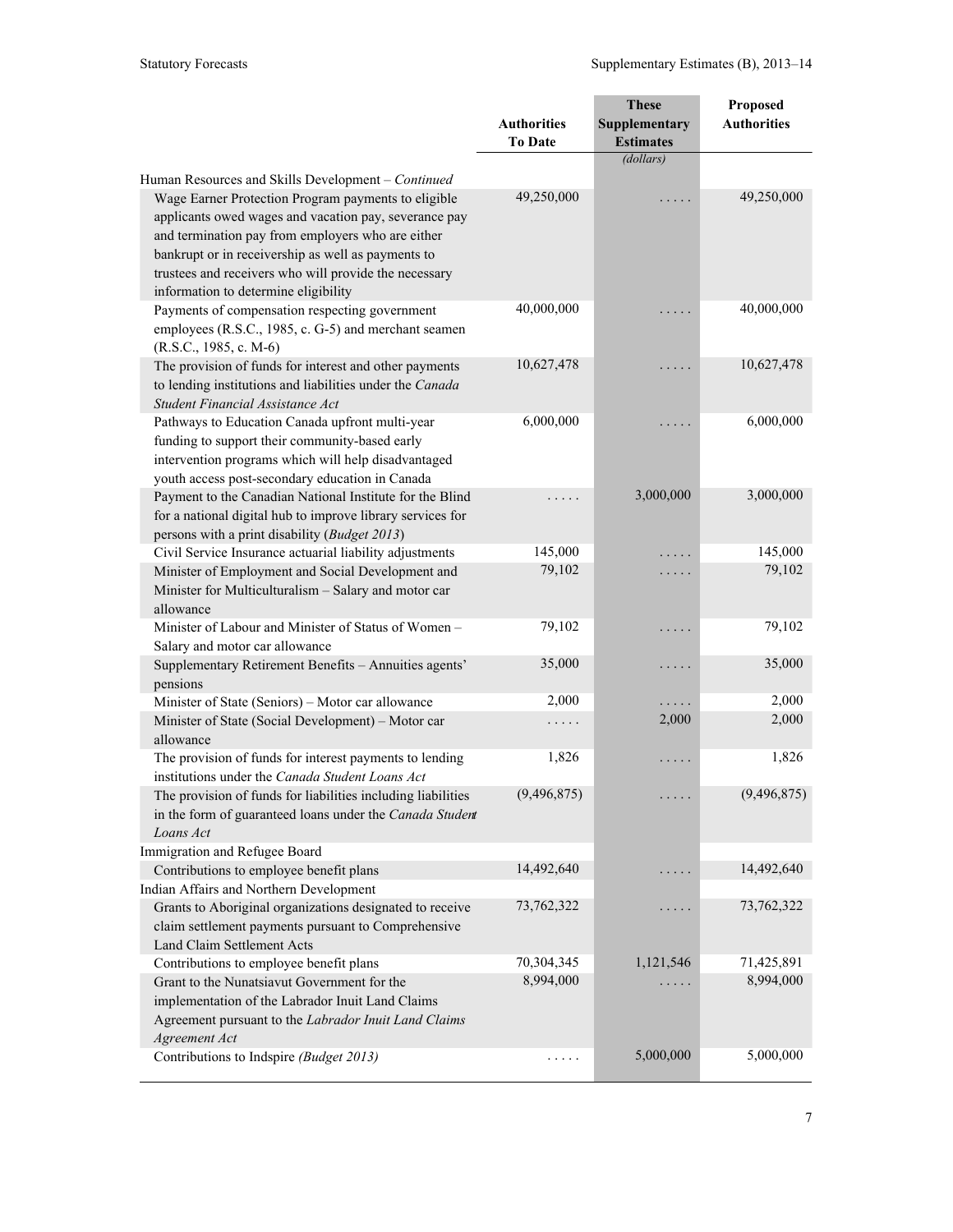| | Authorities To Date | These Supplementary Estimates | Proposed Authorities |
|---|---|---|---|
| | | *(dollars)* | |
| Human Resources and Skills Development – *Continued* | | | |
| Wage Earner Protection Program payments to eligible applicants owed wages and vacation pay, severance pay and termination pay from employers who are either bankrupt or in receivership as well as payments to trustees and receivers who will provide the necessary information to determine eligibility | 49,250,000 | . . . . . | 49,250,000 |
| Payments of compensation respecting government employees (R.S.C., 1985, c. G-5) and merchant seamen (R.S.C., 1985, c. M-6) | 40,000,000 | . . . . . | 40,000,000 |
| The provision of funds for interest and other payments to lending institutions and liabilities under the *Canada Student Financial Assistance Act* | 10,627,478 | . . . . . | 10,627,478 |
| Pathways to Education Canada upfront multi-year funding to support their community-based early intervention programs which will help disadvantaged youth access post-secondary education in Canada | 6,000,000 | . . . . . | 6,000,000 |
| Payment to the Canadian National Institute for the Blind for a national digital hub to improve library services for persons with a print disability (*Budget 2013*) | . . . . . | 3,000,000 | 3,000,000 |
| Civil Service Insurance actuarial liability adjustments | 145,000 | . . . . . | 145,000 |
| Minister of Employment and Social Development and Minister for Multiculturalism – Salary and motor car allowance | 79,102 | . . . . . | 79,102 |
| Minister of Labour and Minister of Status of Women – Salary and motor car allowance | 79,102 | . . . . . | 79,102 |
| Supplementary Retirement Benefits – Annuities agents' pensions | 35,000 | . . . . . | 35,000 |
| Minister of State (Seniors) – Motor car allowance | 2,000 | . . . . . | 2,000 |
| Minister of State (Social Development) – Motor car allowance | . . . . . | 2,000 | 2,000 |
| The provision of funds for interest payments to lending institutions under the *Canada Student Loans Act* | 1,826 | . . . . . | 1,826 |
| The provision of funds for liabilities including liabilities in the form of guaranteed loans under the *Canada Student Loans Act* | (9,496,875) | . . . . . | (9,496,875) |
| Immigration and Refugee Board | | | |
| Contributions to employee benefit plans | 14,492,640 | . . . . . | 14,492,640 |
| Indian Affairs and Northern Development | | | |
| Grants to Aboriginal organizations designated to receive claim settlement payments pursuant to Comprehensive Land Claim Settlement Acts | 73,762,322 | . . . . . | 73,762,322 |
| Contributions to employee benefit plans | 70,304,345 | 1,121,546 | 71,425,891 |
| Grant to the Nunatsiavut Government for the implementation of the Labrador Inuit Land Claims Agreement pursuant to the *Labrador Inuit Land Claims Agreement Act* | 8,994,000 | . . . . . | 8,994,000 |
| Contributions to Indspire *(Budget 2013)* | . . . . . | 5,000,000 | 5,000,000 |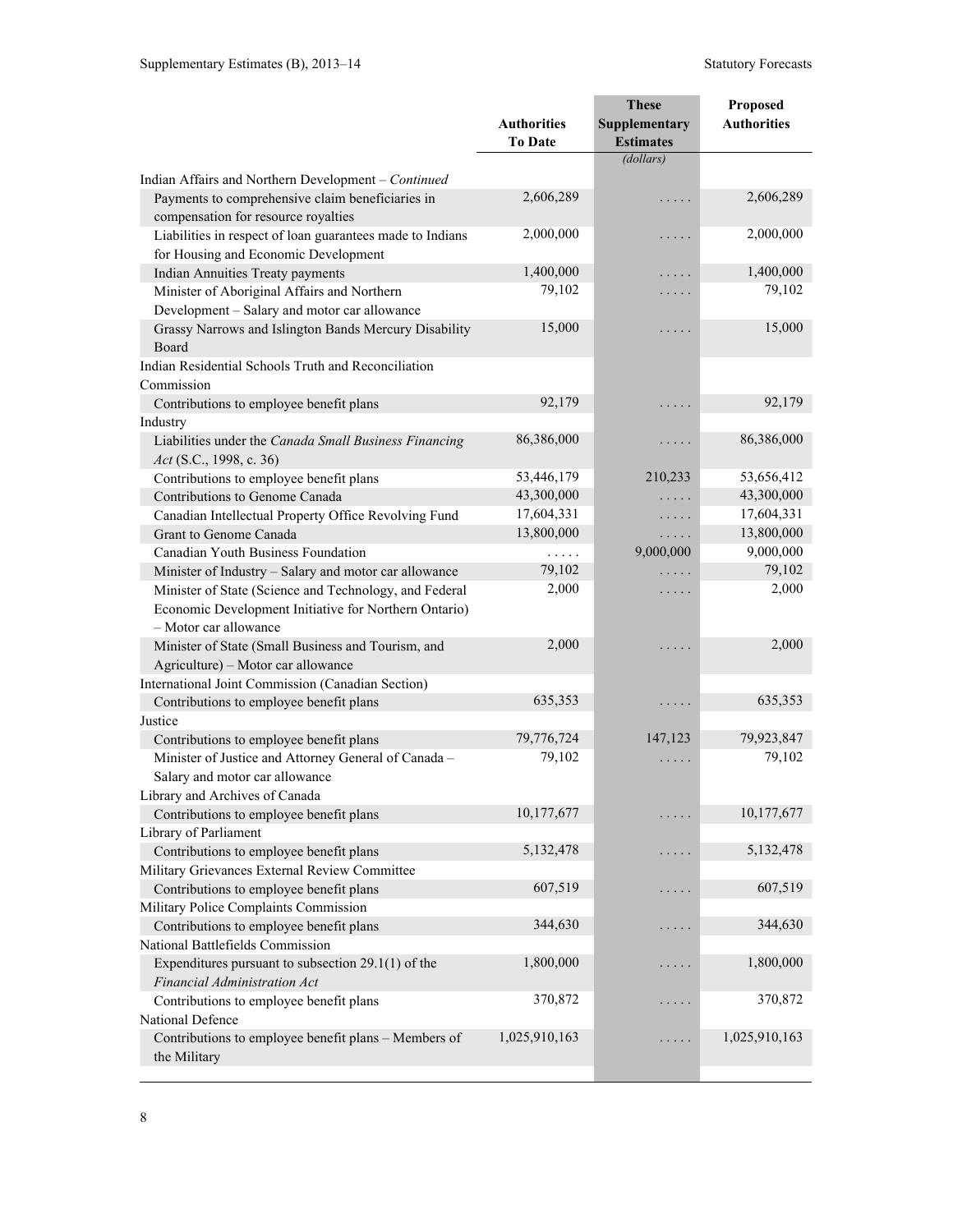| | Authorities To Date | These Supplementary Estimates | Proposed Authorities |
|---|---|---|---|
| | | (dollars) | |
| Indian Affairs and Northern Development – *Continued* | | | |
| Payments to comprehensive claim beneficiaries in compensation for resource royalties | 2,606,289 | . . . . . | 2,606,289 |
| Liabilities in respect of loan guarantees made to Indians for Housing and Economic Development | 2,000,000 | . . . . . | 2,000,000 |
| Indian Annuities Treaty payments | 1,400,000 | . . . . . | 1,400,000 |
| Minister of Aboriginal Affairs and Northern Development – Salary and motor car allowance | 79,102 | . . . . . | 79,102 |
| Grassy Narrows and Islington Bands Mercury Disability Board | 15,000 | . . . . . | 15,000 |
| Indian Residential Schools Truth and Reconciliation Commission | | | |
| Contributions to employee benefit plans | 92,179 | . . . . . | 92,179 |
| Industry | | | |
| Liabilities under the *Canada Small Business Financing Act* (S.C., 1998, c. 36) | 86,386,000 | . . . . . | 86,386,000 |
| Contributions to employee benefit plans | 53,446,179 | 210,233 | 53,656,412 |
| Contributions to Genome Canada | 43,300,000 | . . . . . | 43,300,000 |
| Canadian Intellectual Property Office Revolving Fund | 17,604,331 | . . . . . | 17,604,331 |
| Grant to Genome Canada | 13,800,000 | . . . . . | 13,800,000 |
| Canadian Youth Business Foundation | . . . . . | 9,000,000 | 9,000,000 |
| Minister of Industry – Salary and motor car allowance | 79,102 | . . . . . | 79,102 |
| Minister of State (Science and Technology, and Federal Economic Development Initiative for Northern Ontario) – Motor car allowance | 2,000 | . . . . . | 2,000 |
| Minister of State (Small Business and Tourism, and Agriculture) – Motor car allowance | 2,000 | . . . . . | 2,000 |
| International Joint Commission (Canadian Section) | | | |
| Contributions to employee benefit plans | 635,353 | . . . . . | 635,353 |
| Justice | | | |
| Contributions to employee benefit plans | 79,776,724 | 147,123 | 79,923,847 |
| Minister of Justice and Attorney General of Canada – Salary and motor car allowance | 79,102 | . . . . . | 79,102 |
| Library and Archives of Canada | | | |
| Contributions to employee benefit plans | 10,177,677 | . . . . . | 10,177,677 |
| Library of Parliament | | | |
| Contributions to employee benefit plans | 5,132,478 | . . . . . | 5,132,478 |
| Military Grievances External Review Committee | | | |
| Contributions to employee benefit plans | 607,519 | . . . . . | 607,519 |
| Military Police Complaints Commission | | | |
| Contributions to employee benefit plans | 344,630 | . . . . . | 344,630 |
| National Battlefields Commission | | | |
| Expenditures pursuant to subsection 29.1(1) of the *Financial Administration Act* | 1,800,000 | . . . . . | 1,800,000 |
| Contributions to employee benefit plans | 370,872 | . . . . . | 370,872 |
| National Defence | | | |
| Contributions to employee benefit plans – Members of the Military | 1,025,910,163 | . . . . . | 1,025,910,163 |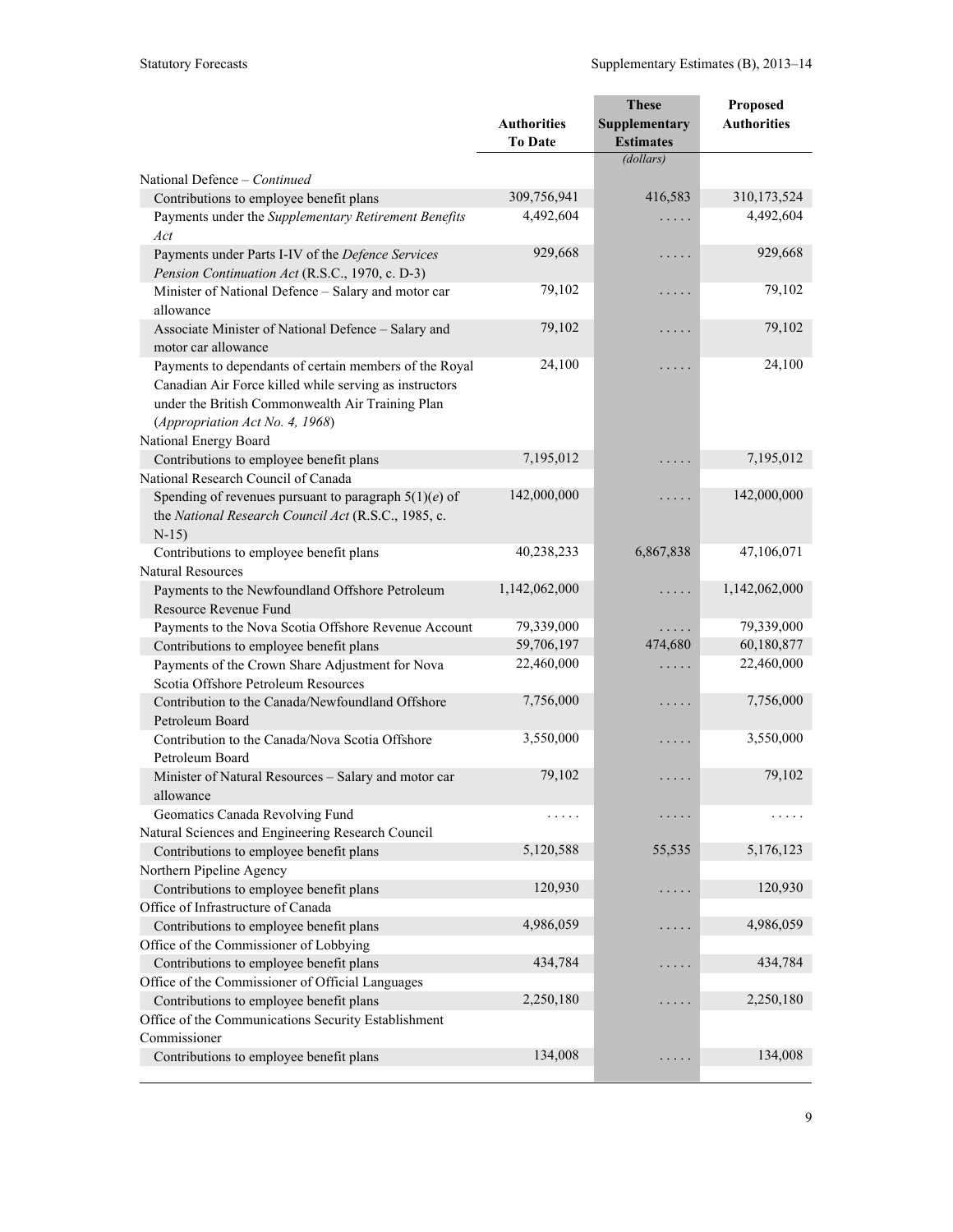| | Authorities To Date | These Supplementary Estimates | Proposed Authorities |
|---|---|---|---|
| | | *(dollars)* | |
| National Defence – *Continued* | | | |
| Contributions to employee benefit plans | 309,756,941 | 416,583 | 310,173,524 |
| Payments under the *Supplementary Retirement Benefits Act* | 4,492,604 | . . . . . | 4,492,604 |
| Payments under Parts I-IV of the *Defence Services Pension Continuation Act* (R.S.C., 1970, c. D-3) | 929,668 | . . . . . | 929,668 |
| Minister of National Defence – Salary and motor car allowance | 79,102 | . . . . . | 79,102 |
| Associate Minister of National Defence – Salary and motor car allowance | 79,102 | . . . . . | 79,102 |
| Payments to dependants of certain members of the Royal Canadian Air Force killed while serving as instructors under the British Commonwealth Air Training Plan (*Appropriation Act No. 4, 1968*) | 24,100 | . . . . . | 24,100 |
| National Energy Board | | | |
| Contributions to employee benefit plans | 7,195,012 | . . . . . | 7,195,012 |
| National Research Council of Canada | | | |
| Spending of revenues pursuant to paragraph 5(1)(*e*) of the *National Research Council Act* (R.S.C., 1985, c. N-15) | 142,000,000 | . . . . . | 142,000,000 |
| Contributions to employee benefit plans | 40,238,233 | 6,867,838 | 47,106,071 |
| Natural Resources | | | |
| Payments to the Newfoundland Offshore Petroleum Resource Revenue Fund | 1,142,062,000 | . . . . . | 1,142,062,000 |
| Payments to the Nova Scotia Offshore Revenue Account | 79,339,000 | . . . . . | 79,339,000 |
| Contributions to employee benefit plans | 59,706,197 | 474,680 | 60,180,877 |
| Payments of the Crown Share Adjustment for Nova Scotia Offshore Petroleum Resources | 22,460,000 | . . . . . | 22,460,000 |
| Contribution to the Canada/Newfoundland Offshore Petroleum Board | 7,756,000 | . . . . . | 7,756,000 |
| Contribution to the Canada/Nova Scotia Offshore Petroleum Board | 3,550,000 | . . . . . | 3,550,000 |
| Minister of Natural Resources – Salary and motor car allowance | 79,102 | . . . . . | 79,102 |
| Geomatics Canada Revolving Fund | . . . . . | . . . . . | . . . . . |
| Natural Sciences and Engineering Research Council | | | |
| Contributions to employee benefit plans | 5,120,588 | 55,535 | 5,176,123 |
| Northern Pipeline Agency | | | |
| Contributions to employee benefit plans | 120,930 | . . . . . | 120,930 |
| Office of Infrastructure of Canada | | | |
| Contributions to employee benefit plans | 4,986,059 | . . . . . | 4,986,059 |
| Office of the Commissioner of Lobbying | | | |
| Contributions to employee benefit plans | 434,784 | . . . . . | 434,784 |
| Office of the Commissioner of Official Languages | | | |
| Contributions to employee benefit plans | 2,250,180 | . . . . . | 2,250,180 |
| Office of the Communications Security Establishment Commissioner | | | |
| Contributions to employee benefit plans | 134,008 | . . . . . | 134,008 |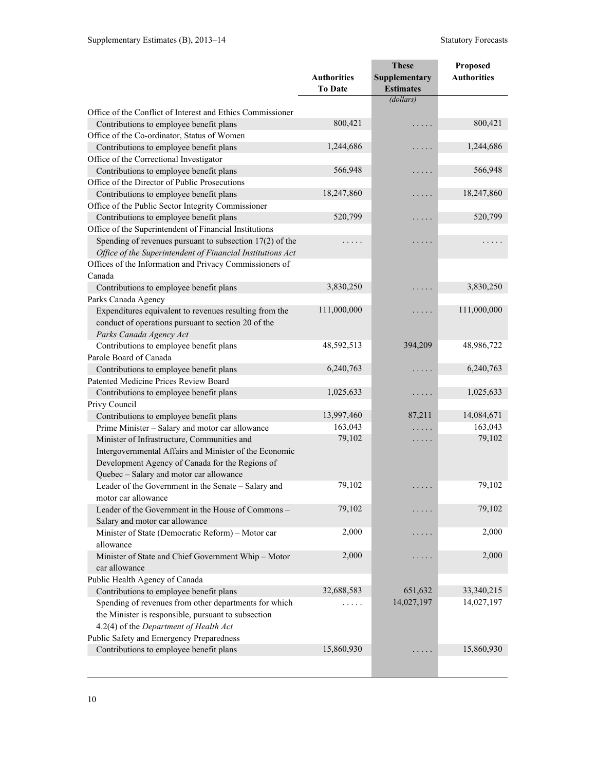| | Authorities To Date | These Supplementary Estimates | Proposed Authorities |
|---|---|---|---|
| | | *(dollars)* | |
| Office of the Conflict of Interest and Ethics Commissioner | | | |
| Contributions to employee benefit plans | 800,421 | . . . . . | 800,421 |
| Office of the Co-ordinator, Status of Women | | | |
| Contributions to employee benefit plans | 1,244,686 | . . . . . | 1,244,686 |
| Office of the Correctional Investigator | | | |
| Contributions to employee benefit plans | 566,948 | . . . . . | 566,948 |
| Office of the Director of Public Prosecutions | | | |
| Contributions to employee benefit plans | 18,247,860 | . . . . . | 18,247,860 |
| Office of the Public Sector Integrity Commissioner | | | |
| Contributions to employee benefit plans | 520,799 | . . . . . | 520,799 |
| Office of the Superintendent of Financial Institutions | | | |
| Spending of revenues pursuant to subsection 17(2) of the *Office of the Superintendent of Financial Institutions Act* | . . . . . | . . . . . | . . . . . |
| Offices of the Information and Privacy Commissioners of Canada | | | |
| Contributions to employee benefit plans | 3,830,250 | . . . . . | 3,830,250 |
| Parks Canada Agency | | | |
| Expenditures equivalent to revenues resulting from the conduct of operations pursuant to section 20 of the *Parks Canada Agency Act* | 111,000,000 | . . . . . | 111,000,000 |
| Contributions to employee benefit plans | 48,592,513 | 394,209 | 48,986,722 |
| Parole Board of Canada | | | |
| Contributions to employee benefit plans | 6,240,763 | . . . . . | 6,240,763 |
| Patented Medicine Prices Review Board | | | |
| Contributions to employee benefit plans | 1,025,633 | . . . . . | 1,025,633 |
| Privy Council | | | |
| Contributions to employee benefit plans | 13,997,460 | 87,211 | 14,084,671 |
| Prime Minister – Salary and motor car allowance | 163,043 | . . . . . | 163,043 |
| Minister of Infrastructure, Communities and Intergovernmental Affairs and Minister of the Economic Development Agency of Canada for the Regions of Quebec – Salary and motor car allowance | 79,102 | . . . . . | 79,102 |
| Leader of the Government in the Senate – Salary and motor car allowance | 79,102 | . . . . . | 79,102 |
| Leader of the Government in the House of Commons – Salary and motor car allowance | 79,102 | . . . . . | 79,102 |
| Minister of State (Democratic Reform) – Motor car allowance | 2,000 | . . . . . | 2,000 |
| Minister of State and Chief Government Whip – Motor car allowance | 2,000 | . . . . . | 2,000 |
| Public Health Agency of Canada | | | |
| Contributions to employee benefit plans | 32,688,583 | 651,632 | 33,340,215 |
| Spending of revenues from other departments for which the Minister is responsible, pursuant to subsection 4.2(4) of the *Department of Health Act* | . . . . . | 14,027,197 | 14,027,197 |
| Public Safety and Emergency Preparedness | | | |
| Contributions to employee benefit plans | 15,860,930 | . . . . . | 15,860,930 |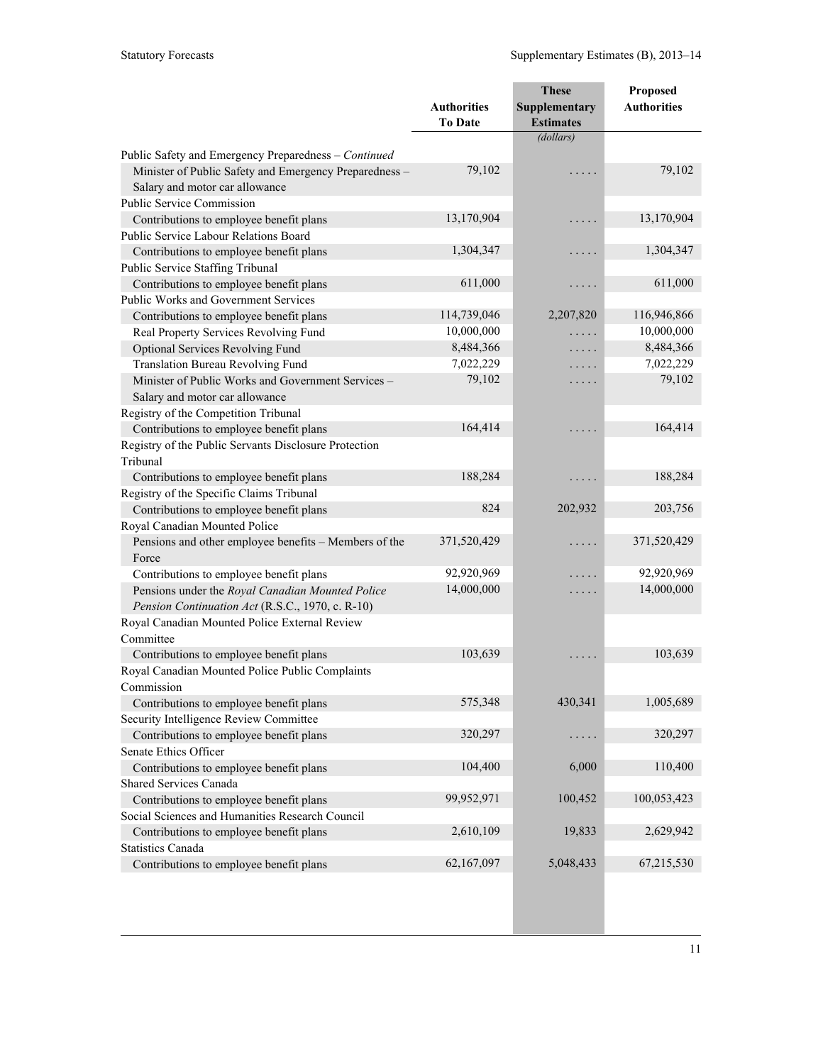| | Authorities To Date | These Supplementary Estimates | Proposed Authorities |
|---|---|---|---|
| | | (dollars) | |
| Public Safety and Emergency Preparedness – *Continued* | | | |
| Minister of Public Safety and Emergency Preparedness – Salary and motor car allowance | 79,102 | . . . . . | 79,102 |
| Public Service Commission | | | |
| Contributions to employee benefit plans | 13,170,904 | . . . . . | 13,170,904 |
| Public Service Labour Relations Board | | | |
| Contributions to employee benefit plans | 1,304,347 | . . . . . | 1,304,347 |
| Public Service Staffing Tribunal | | | |
| Contributions to employee benefit plans | 611,000 | . . . . . | 611,000 |
| Public Works and Government Services | | | |
| Contributions to employee benefit plans | 114,739,046 | 2,207,820 | 116,946,866 |
| Real Property Services Revolving Fund | 10,000,000 | . . . . . | 10,000,000 |
| Optional Services Revolving Fund | 8,484,366 | . . . . . | 8,484,366 |
| Translation Bureau Revolving Fund | 7,022,229 | . . . . . | 7,022,229 |
| Minister of Public Works and Government Services – Salary and motor car allowance | 79,102 | . . . . . | 79,102 |
| Registry of the Competition Tribunal | | | |
| Contributions to employee benefit plans | 164,414 | . . . . . | 164,414 |
| Registry of the Public Servants Disclosure Protection Tribunal | | | |
| Contributions to employee benefit plans | 188,284 | . . . . . | 188,284 |
| Registry of the Specific Claims Tribunal | | | |
| Contributions to employee benefit plans | 824 | 202,932 | 203,756 |
| Royal Canadian Mounted Police | | | |
| Pensions and other employee benefits – Members of the Force | 371,520,429 | . . . . . | 371,520,429 |
| Contributions to employee benefit plans | 92,920,969 | . . . . . | 92,920,969 |
| Pensions under the *Royal Canadian Mounted Police Pension Continuation Act* (R.S.C., 1970, c. R-10) | 14,000,000 | . . . . . | 14,000,000 |
| Royal Canadian Mounted Police External Review Committee | | | |
| Contributions to employee benefit plans | 103,639 | . . . . . | 103,639 |
| Royal Canadian Mounted Police Public Complaints Commission | | | |
| Contributions to employee benefit plans | 575,348 | 430,341 | 1,005,689 |
| Security Intelligence Review Committee | | | |
| Contributions to employee benefit plans | 320,297 | . . . . . | 320,297 |
| Senate Ethics Officer | | | |
| Contributions to employee benefit plans | 104,400 | 6,000 | 110,400 |
| Shared Services Canada | | | |
| Contributions to employee benefit plans | 99,952,971 | 100,452 | 100,053,423 |
| Social Sciences and Humanities Research Council | | | |
| Contributions to employee benefit plans | 2,610,109 | 19,833 | 2,629,942 |
| Statistics Canada | | | |
| Contributions to employee benefit plans | 62,167,097 | 5,048,433 | 67,215,530 |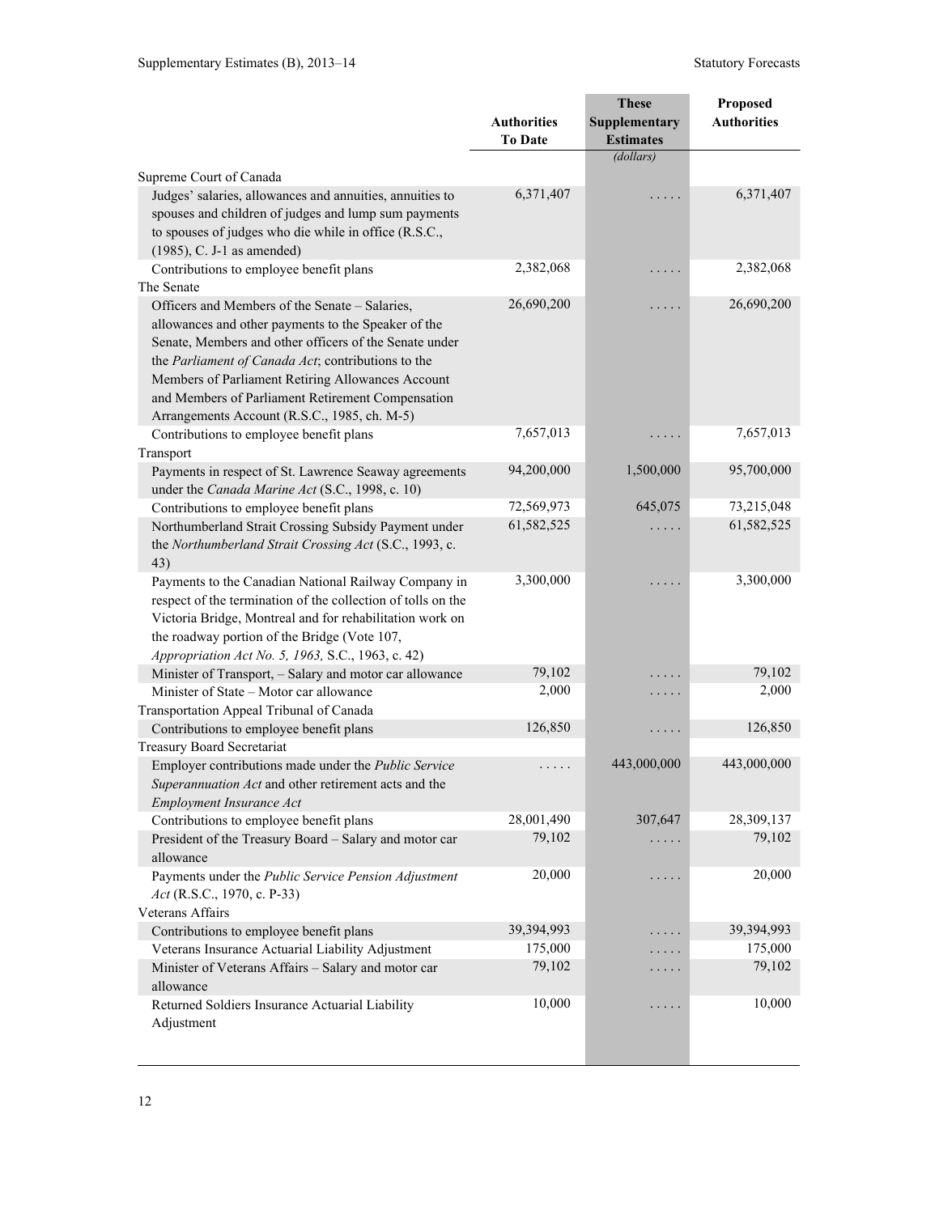| | Authorities To Date | These Supplementary Estimates | Proposed Authorities |
|---|---|---|---|
| | | *(dollars)* | |
| Supreme Court of Canada | | | |
| Judges' salaries, allowances and annuities, annuities to spouses and children of judges and lump sum payments to spouses of judges who die while in office (R.S.C., (1985), C. J-1 as amended) | 6,371,407 | . . . . . | 6,371,407 |
| Contributions to employee benefit plans | 2,382,068 | . . . . . | 2,382,068 |
| The Senate | | | |
| Officers and Members of the Senate – Salaries, allowances and other payments to the Speaker of the Senate, Members and other officers of the Senate under the *Parliament of Canada Act*; contributions to the Members of Parliament Retiring Allowances Account and Members of Parliament Retirement Compensation Arrangements Account (R.S.C., 1985, ch. M-5) | 26,690,200 | . . . . . | 26,690,200 |
| Contributions to employee benefit plans | 7,657,013 | . . . . . | 7,657,013 |
| Transport | | | |
| Payments in respect of St. Lawrence Seaway agreements under the *Canada Marine Act* (S.C., 1998, c. 10) | 94,200,000 | 1,500,000 | 95,700,000 |
| Contributions to employee benefit plans | 72,569,973 | 645,075 | 73,215,048 |
| Northumberland Strait Crossing Subsidy Payment under the *Northumberland Strait Crossing Act* (S.C., 1993, c. 43) | 61,582,525 | . . . . . | 61,582,525 |
| Payments to the Canadian National Railway Company in respect of the termination of the collection of tolls on the Victoria Bridge, Montreal and for rehabilitation work on the roadway portion of the Bridge (Vote 107, *Appropriation Act No. 5, 1963,* S.C., 1963, c. 42) | 3,300,000 | . . . . . | 3,300,000 |
| Minister of Transport, – Salary and motor car allowance | 79,102 | . . . . . | 79,102 |
| Minister of State – Motor car allowance | 2,000 | . . . . . | 2,000 |
| Transportation Appeal Tribunal of Canada | | | |
| Contributions to employee benefit plans | 126,850 | . . . . . | 126,850 |
| Treasury Board Secretariat | | | |
| Employer contributions made under the *Public Service Superannuation Act* and other retirement acts and the *Employment Insurance Act* | . . . . . | 443,000,000 | 443,000,000 |
| Contributions to employee benefit plans | 28,001,490 | 307,647 | 28,309,137 |
| President of the Treasury Board – Salary and motor car allowance | 79,102 | . . . . . | 79,102 |
| Payments under the *Public Service Pension Adjustment Act* (R.S.C., 1970, c. P-33) | 20,000 | . . . . . | 20,000 |
| Veterans Affairs | | | |
| Contributions to employee benefit plans | 39,394,993 | . . . . . | 39,394,993 |
| Veterans Insurance Actuarial Liability Adjustment | 175,000 | . . . . . | 175,000 |
| Minister of Veterans Affairs – Salary and motor car allowance | 79,102 | . . . . . | 79,102 |
| Returned Soldiers Insurance Actuarial Liability Adjustment | 10,000 | . . . . . | 10,000 |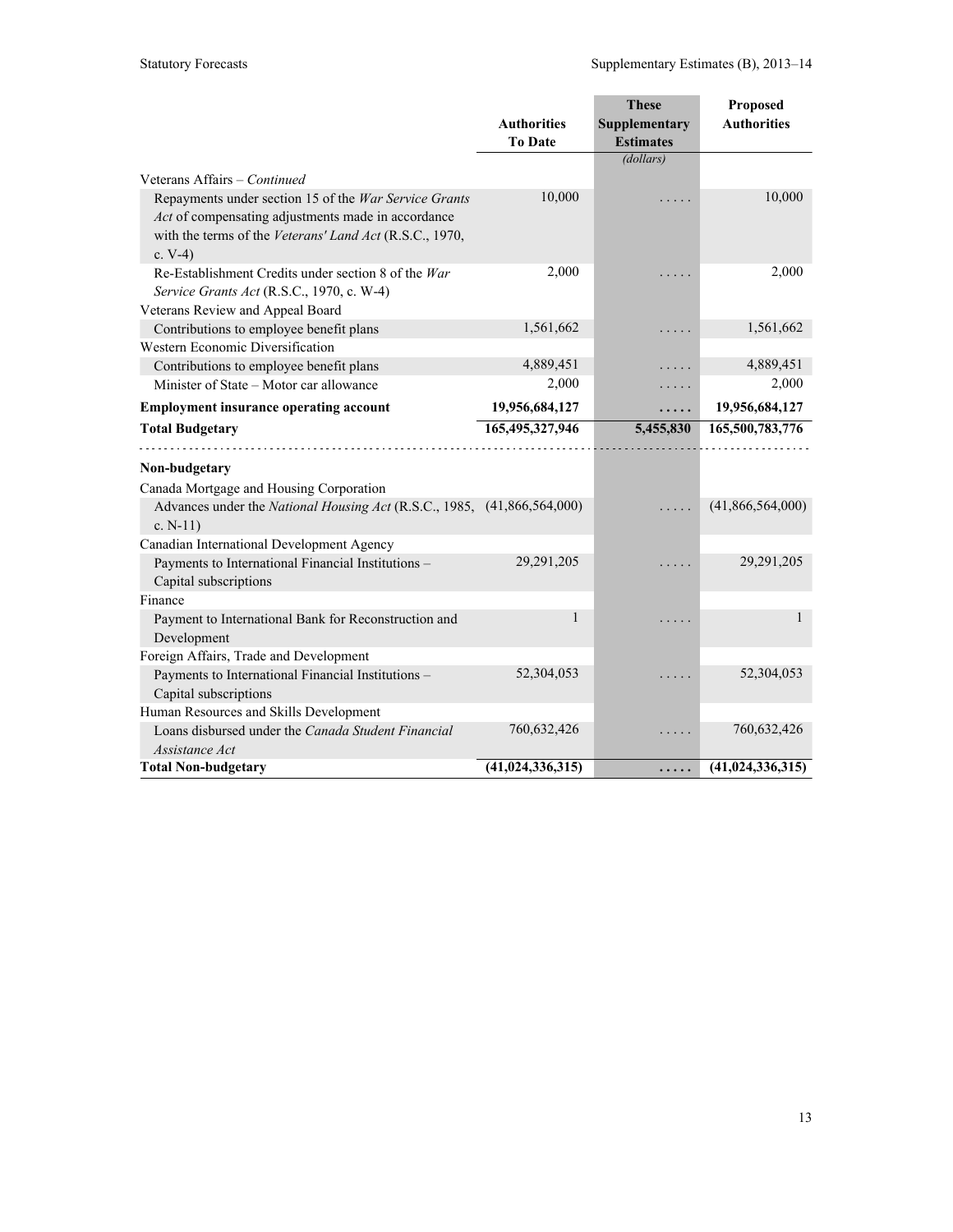| | Authorities To Date | These Supplementary Estimates | Proposed Authorities |
|---|---|---|---|
| | | (dollars) | |
| Veterans Affairs – *Continued* | | | |
| Repayments under section 15 of the *War Service Grants Act* of compensating adjustments made in accordance with the terms of the *Veterans' Land Act* (R.S.C., 1970, c. V-4) | 10,000 | ..... | 10,000 |
| Re-Establishment Credits under section 8 of the *War Service Grants Act* (R.S.C., 1970, c. W-4) | 2,000 | ..... | 2,000 |
| Veterans Review and Appeal Board | | | |
| Contributions to employee benefit plans | 1,561,662 | ..... | 1,561,662 |
| Western Economic Diversification | | | |
| Contributions to employee benefit plans | 4,889,451 | ..... | 4,889,451 |
| Minister of State – Motor car allowance | 2,000 | ..... | 2,000 |
| **Employment insurance operating account** | **19,956,684,127** | **.....** | **19,956,684,127** |
| **Total Budgetary** | **165,495,327,946** | **5,455,830** | **165,500,783,776** |
| **Non-budgetary** | | | |
| Canada Mortgage and Housing Corporation | | | |
| Advances under the *National Housing Act* (R.S.C., 1985, c. N-11) | (41,866,564,000) | ..... | (41,866,564,000) |
| Canadian International Development Agency | | | |
| Payments to International Financial Institutions – Capital subscriptions | 29,291,205 | ..... | 29,291,205 |
| Finance | | | |
| Payment to International Bank for Reconstruction and Development | 1 | ..... | 1 |
| Foreign Affairs, Trade and Development | | | |
| Payments to International Financial Institutions – Capital subscriptions | 52,304,053 | ..... | 52,304,053 |
| Human Resources and Skills Development | | | |
| Loans disbursed under the *Canada Student Financial Assistance Act* | 760,632,426 | ..... | 760,632,426 |
| **Total Non-budgetary** | **(41,024,336,315)** | **.....** | **(41,024,336,315)** |